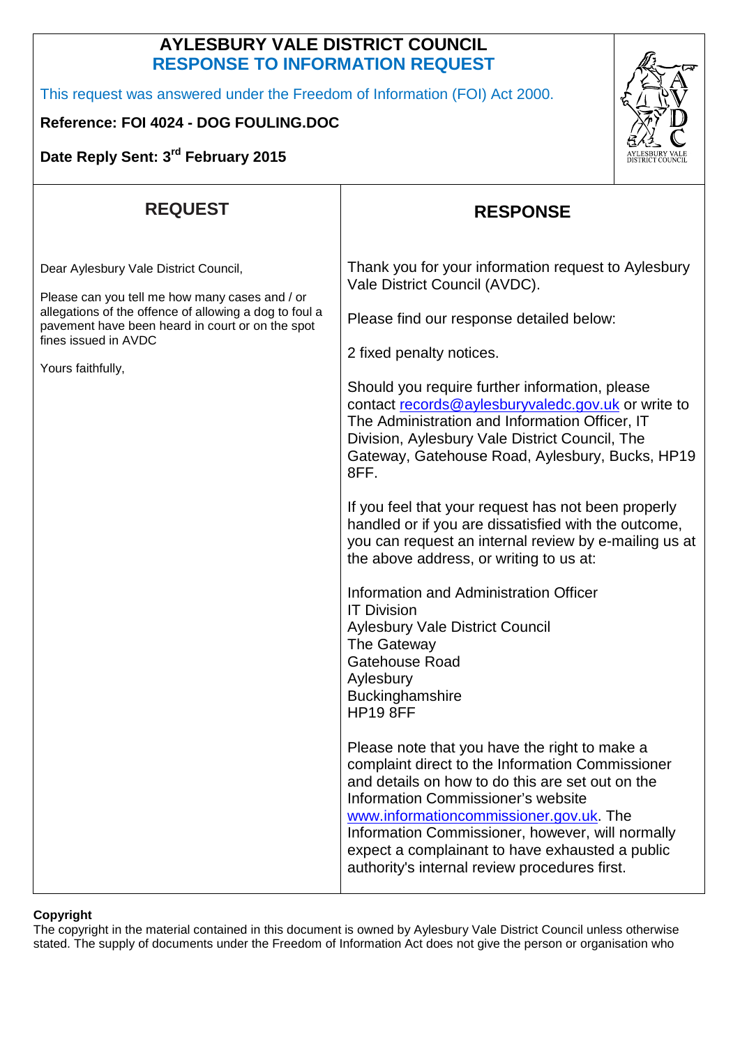# AYLESBURY VALE DISTRICT COUNCIL
## RESPONSE TO INFORMATION REQUEST

This request was answered under the Freedom of Information (FOI) Act 2000.

**Reference: FOI 4024 - DOG FOULING.DOC**

**Date Reply Sent: 3rd February 2015**

## REQUEST

Dear Aylesbury Vale District Council,

Please can you tell me how many cases and / or allegations of the offence of allowing a dog to foul a pavement have been heard in court or on the spot fines issued in AVDC

Yours faithfully,

## RESPONSE

Thank you for your information request to Aylesbury Vale District Council (AVDC).

Please find our response detailed below:

2 fixed penalty notices.

Should you require further information, please contact records@aylesburyvaledc.gov.uk or write to The Administration and Information Officer, IT Division, Aylesbury Vale District Council, The Gateway, Gatehouse Road, Aylesbury, Bucks, HP19 8FF.

If you feel that your request has not been properly handled or if you are dissatisfied with the outcome, you can request an internal review by e-mailing us at the above address, or writing to us at:

Information and Administration Officer
IT Division
Aylesbury Vale District Council
The Gateway
Gatehouse Road
Aylesbury
Buckinghamshire
HP19 8FF

Please note that you have the right to make a complaint direct to the Information Commissioner and details on how to do this are set out on the Information Commissioner's website www.informationcommissioner.gov.uk. The Information Commissioner, however, will normally expect a complainant to have exhausted a public authority's internal review procedures first.

**Copyright**

The copyright in the material contained in this document is owned by Aylesbury Vale District Council unless otherwise stated. The supply of documents under the Freedom of Information Act does not give the person or organisation who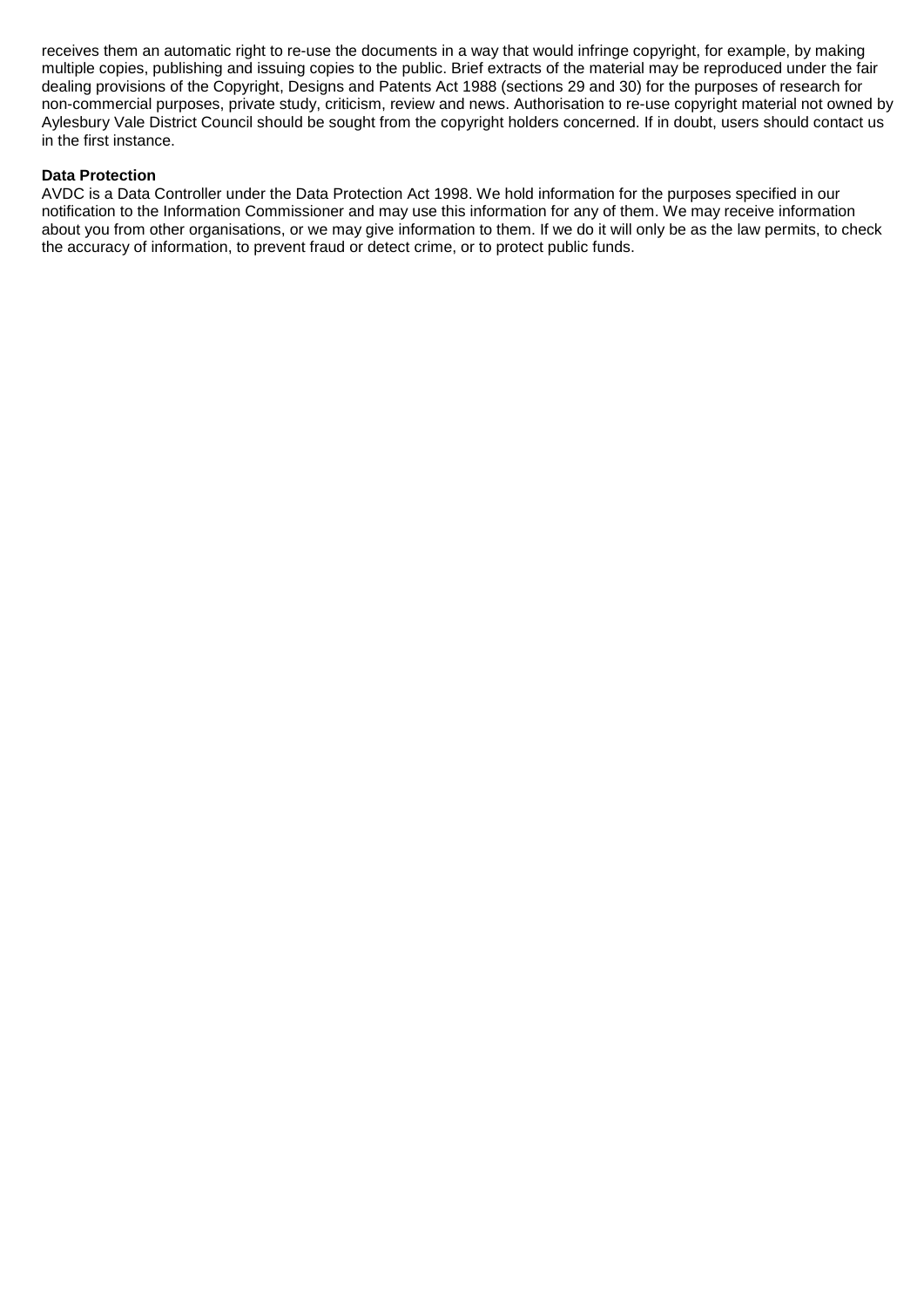receives them an automatic right to re-use the documents in a way that would infringe copyright, for example, by making multiple copies, publishing and issuing copies to the public. Brief extracts of the material may be reproduced under the fair dealing provisions of the Copyright, Designs and Patents Act 1988 (sections 29 and 30) for the purposes of research for non-commercial purposes, private study, criticism, review and news. Authorisation to re-use copyright material not owned by Aylesbury Vale District Council should be sought from the copyright holders concerned. If in doubt, users should contact us in the first instance.

**Data Protection**

AVDC is a Data Controller under the Data Protection Act 1998. We hold information for the purposes specified in our notification to the Information Commissioner and may use this information for any of them. We may receive information about you from other organisations, or we may give information to them. If we do it will only be as the law permits, to check the accuracy of information, to prevent fraud or detect crime, or to protect public funds.